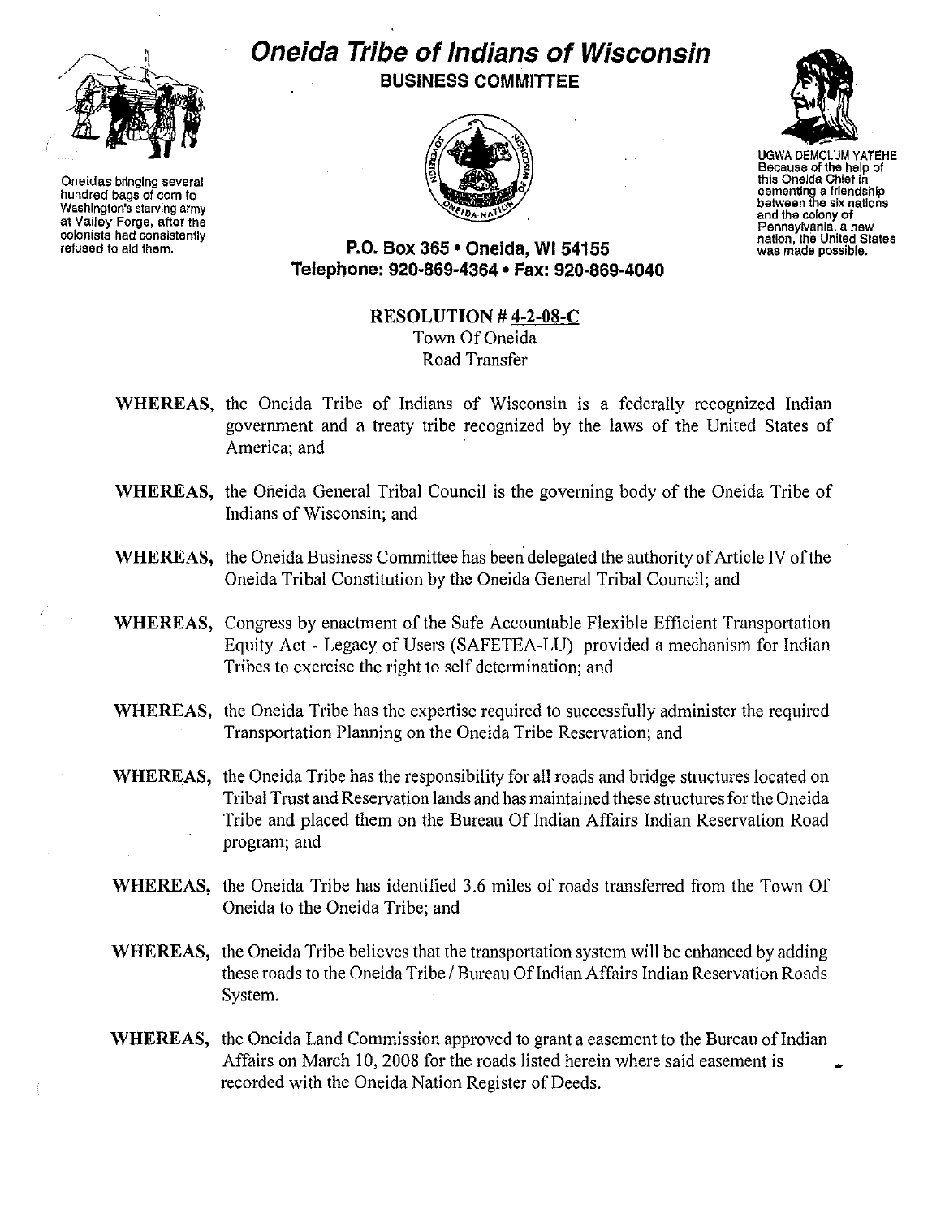Oneidas bringing several hundred bags of corn to Washington's starving army at Valley Forge, after the colonists had consistently refused to aid them.

# *Oneida Tribe of Indians of Wisconsin*

**BUSINESS COMMITTEE**

UGWA DEMOLUM YATEHE
Because of the help of this Oneida Chief in cementing a friendship between the six nations and the colony of Pennsylvania, a new nation, the United States was made possible.

**P.O. Box 365 • Oneida, WI 54155**
**Telephone: 920-869-4364 • Fax: 920-869-4040**

## RESOLUTION # 4-2-08-C

Town Of Oneida
Road Transfer

**WHEREAS,** the Oneida Tribe of Indians of Wisconsin is a federally recognized Indian government and a treaty tribe recognized by the laws of the United States of America; and

**WHEREAS,** the Oneida General Tribal Council is the governing body of the Oneida Tribe of Indians of Wisconsin; and

**WHEREAS,** the Oneida Business Committee has been delegated the authority of Article IV of the Oneida Tribal Constitution by the Oneida General Tribal Council; and

**WHEREAS,** Congress by enactment of the Safe Accountable Flexible Efficient Transportation Equity Act - Legacy of Users (SAFETEA-LU) provided a mechanism for Indian Tribes to exercise the right to self determination; and

**WHEREAS,** the Oneida Tribe has the expertise required to successfully administer the required Transportation Planning on the Oneida Tribe Reservation; and

**WHEREAS,** the Oneida Tribe has the responsibility for all roads and bridge structures located on Tribal Trust and Reservation lands and has maintained these structures for the Oneida Tribe and placed them on the Bureau Of Indian Affairs Indian Reservation Road program; and

**WHEREAS,** the Oneida Tribe has identified 3.6 miles of roads transferred from the Town Of Oneida to the Oneida Tribe; and

**WHEREAS,** the Oneida Tribe believes that the transportation system will be enhanced by adding these roads to the Oneida Tribe / Bureau Of Indian Affairs Indian Reservation Roads System.

**WHEREAS,** the Oneida Land Commission approved to grant a easement to the Bureau of Indian Affairs on March 10, 2008 for the roads listed herein where said easement is recorded with the Oneida Nation Register of Deeds.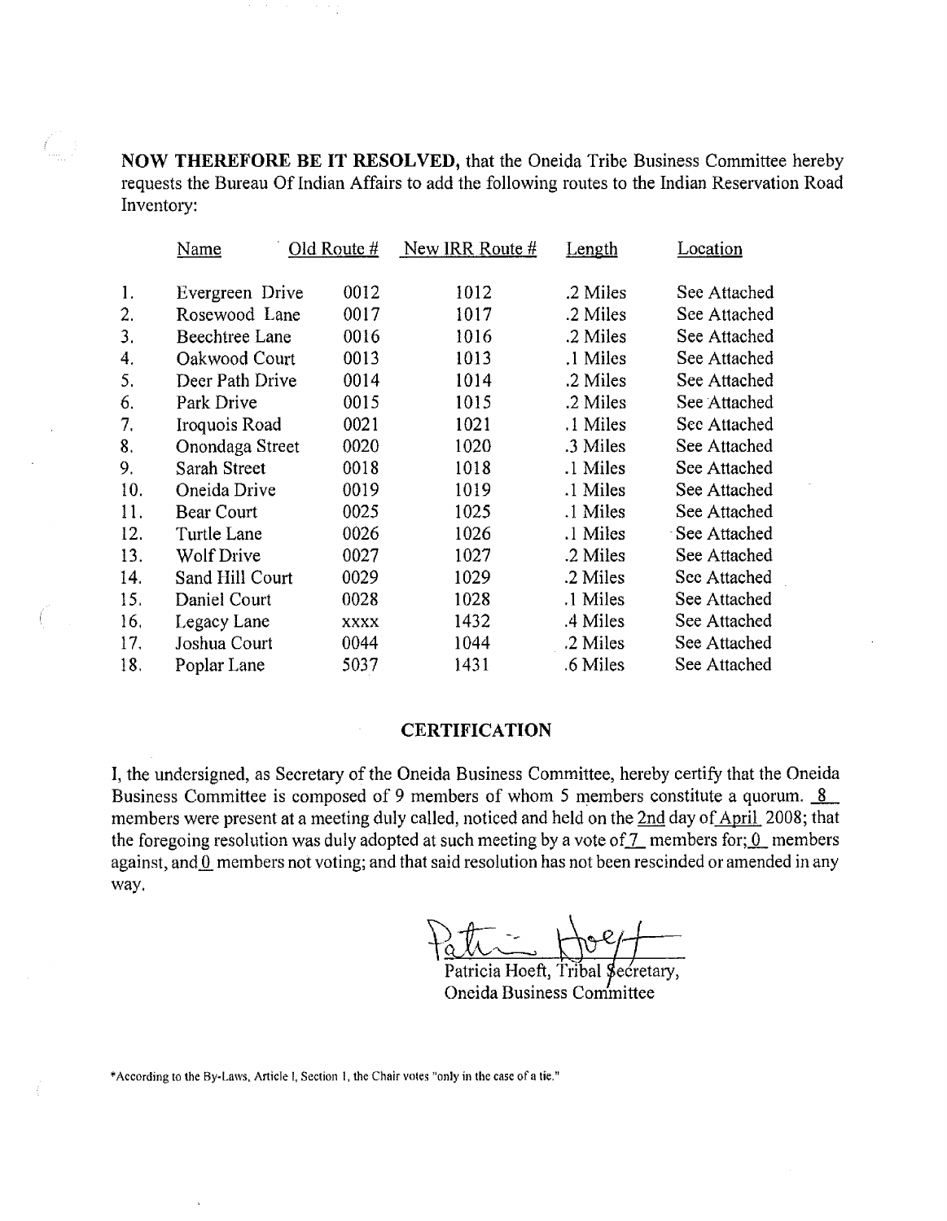**NOW THEREFORE BE IT RESOLVED,** that the Oneida Tribe Business Committee hereby requests the Bureau Of Indian Affairs to add the following routes to the Indian Reservation Road Inventory:

| | Name | Old Route # | New IRR Route # | Length | Location |
|---|---|---|---|---|---|
| 1. | Evergreen Drive | 0012 | 1012 | .2 Miles | See Attached |
| 2. | Rosewood Lane | 0017 | 1017 | .2 Miles | See Attached |
| 3. | Beechtree Lane | 0016 | 1016 | .2 Miles | See Attached |
| 4. | Oakwood Court | 0013 | 1013 | .1 Miles | See Attached |
| 5. | Deer Path Drive | 0014 | 1014 | .2 Miles | See Attached |
| 6. | Park Drive | 0015 | 1015 | .2 Miles | See Attached |
| 7. | Iroquois Road | 0021 | 1021 | .1 Miles | See Attached |
| 8. | Onondaga Street | 0020 | 1020 | .3 Miles | See Attached |
| 9. | Sarah Street | 0018 | 1018 | .1 Miles | See Attached |
| 10. | Oneida Drive | 0019 | 1019 | .1 Miles | See Attached |
| 11. | Bear Court | 0025 | 1025 | .1 Miles | See Attached |
| 12. | Turtle Lane | 0026 | 1026 | .1 Miles | See Attached |
| 13. | Wolf Drive | 0027 | 1027 | .2 Miles | See Attached |
| 14. | Sand Hill Court | 0029 | 1029 | .2 Miles | See Attached |
| 15. | Daniel Court | 0028 | 1028 | .1 Miles | See Attached |
| 16. | Legacy Lane | xxxx | 1432 | .4 Miles | See Attached |
| 17. | Joshua Court | 0044 | 1044 | .2 Miles | See Attached |
| 18. | Poplar Lane | 5037 | 1431 | .6 Miles | See Attached |

## CERTIFICATION

I, the undersigned, as Secretary of the Oneida Business Committee, hereby certify that the Oneida Business Committee is composed of 9 members of whom 5 members constitute a quorum. 8 members were present at a meeting duly called, noticed and held on the 2nd day of April 2008; that the foregoing resolution was duly adopted at such meeting by a vote of 7 members for; 0 members against, and 0 members not voting; and that said resolution has not been rescinded or amended in any way.

Patricia Hoeft, Tribal Secretary,
Oneida Business Committee

*According to the By-Laws, Article I, Section 1, the Chair votes "only in the case of a tie."